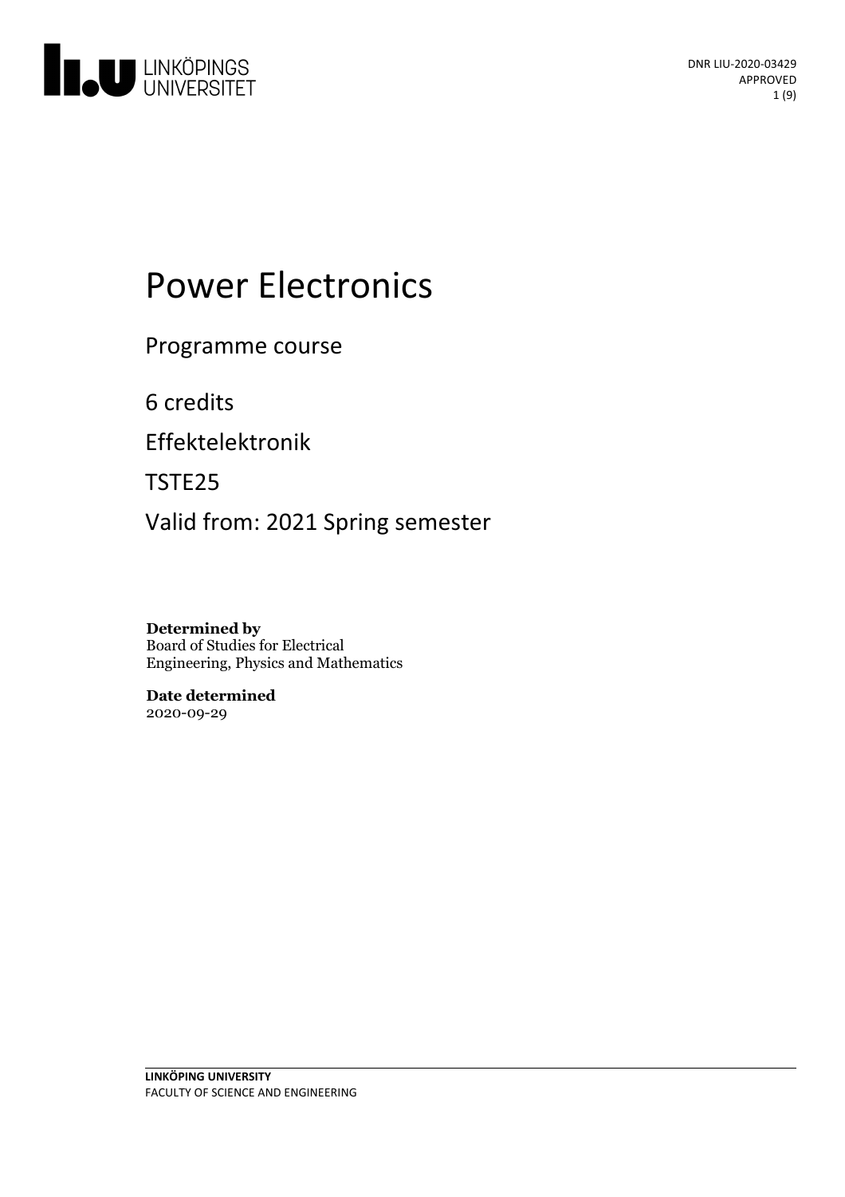DNR LIU-2020-03429
APPROVED

# Power Electronics

Programme course

6 credits

Effektelektronik

TSTE25

Valid from: 2021 Spring semester

**Determined by**
Board of Studies for Electrical Engineering, Physics and Mathematics

**Date determined**
2020-09-29

**LINKÖPING UNIVERSITY**
FACULTY OF SCIENCE AND ENGINEERING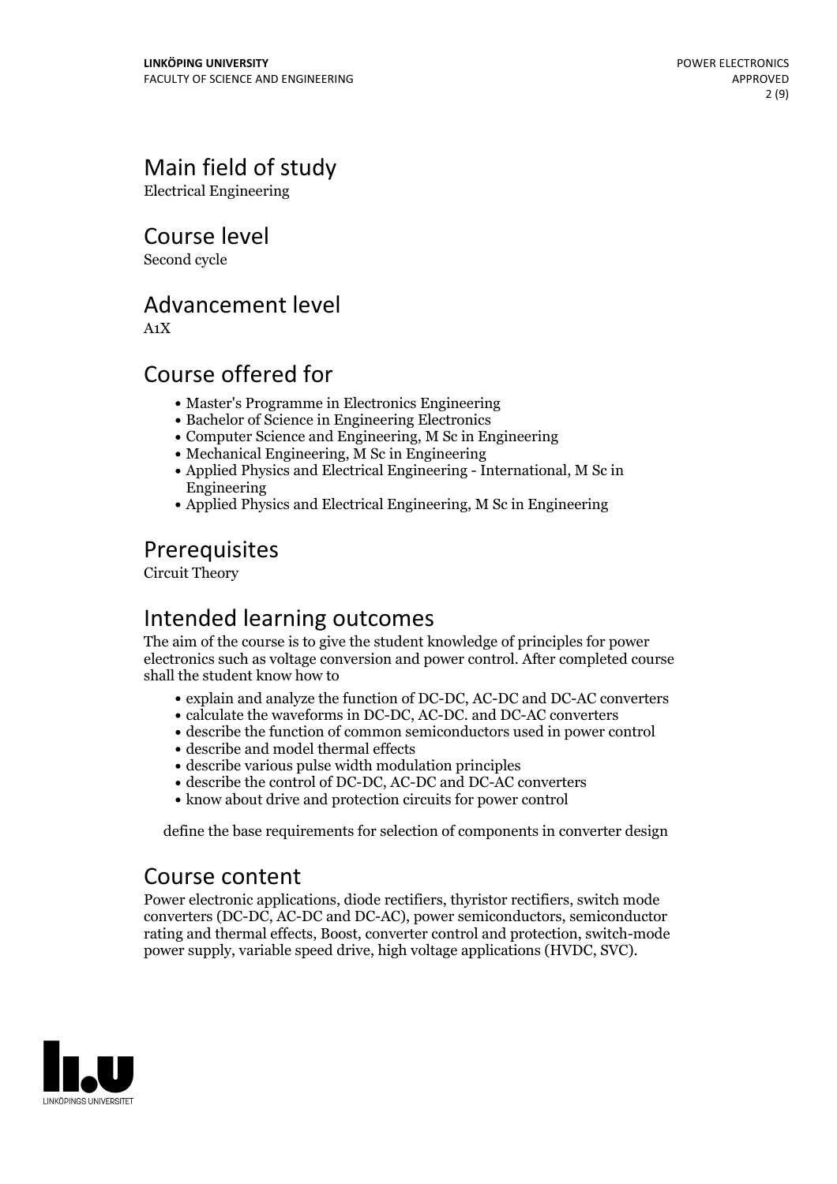## Main field of study

Electrical Engineering

## Course level

Second cycle

## Advancement level

A1X

## Course offered for

- Master's Programme in Electronics Engineering
- Bachelor of Science in Engineering Electronics
- Computer Science and Engineering, M Sc in Engineering
- Mechanical Engineering, M Sc in Engineering
- Applied Physics and Electrical Engineering - International, M Sc in Engineering
- Applied Physics and Electrical Engineering, M Sc in Engineering

## Prerequisites

Circuit Theory

## Intended learning outcomes

The aim of the course is to give the student knowledge of principles for power electronics such as voltage conversion and power control. After completed course shall the student know how to

- explain and analyze the function of DC-DC, AC-DC and DC-AC converters
- calculate the waveforms in DC-DC, AC-DC. and DC-AC converters
- describe the function of common semiconductors used in power control
- describe and model thermal effects
- describe various pulse width modulation principles
- describe the control of DC-DC, AC-DC and DC-AC converters
- know about drive and protection circuits for power control

define the base requirements for selection of components in converter design

## Course content

Power electronic applications, diode rectifiers, thyristor rectifiers, switch mode converters (DC-DC, AC-DC and DC-AC), power semiconductors, semiconductor rating and thermal effects, Boost, converter control and protection, switch-mode power supply, variable speed drive, high voltage applications (HVDC, SVC).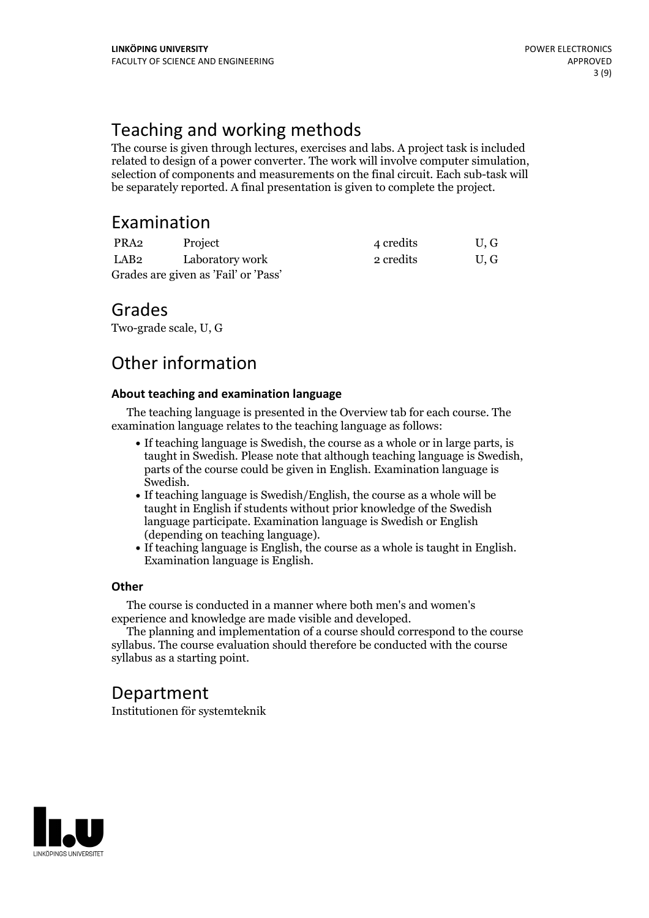## Teaching and working methods

The course is given through lectures, exercises and labs. A project task is included related to design of a power converter. The work will involve computer simulation, selection of components and measurements on the final circuit. Each sub-task will be separately reported. A final presentation is given to complete the project.

## Examination

| | | | |
|---|---|---|---|
| PRA2 | Project | 4 credits | U, G |
| LAB2 | Laboratory work | 2 credits | U, G |

Grades are given as 'Fail' or 'Pass'

## Grades

Two-grade scale, U, G

## Other information

**About teaching and examination language**

The teaching language is presented in the Overview tab for each course. The examination language relates to the teaching language as follows:

- If teaching language is Swedish, the course as a whole or in large parts, is taught in Swedish. Please note that although teaching language is Swedish, parts of the course could be given in English. Examination language is Swedish.
- If teaching language is Swedish/English, the course as a whole will be taught in English if students without prior knowledge of the Swedish language participate. Examination language is Swedish or English (depending on teaching language).
- If teaching language is English, the course as a whole is taught in English. Examination language is English.

**Other**

The course is conducted in a manner where both men's and women's experience and knowledge are made visible and developed.

The planning and implementation of a course should correspond to the course syllabus. The course evaluation should therefore be conducted with the course syllabus as a starting point.

## Department

Institutionen för systemteknik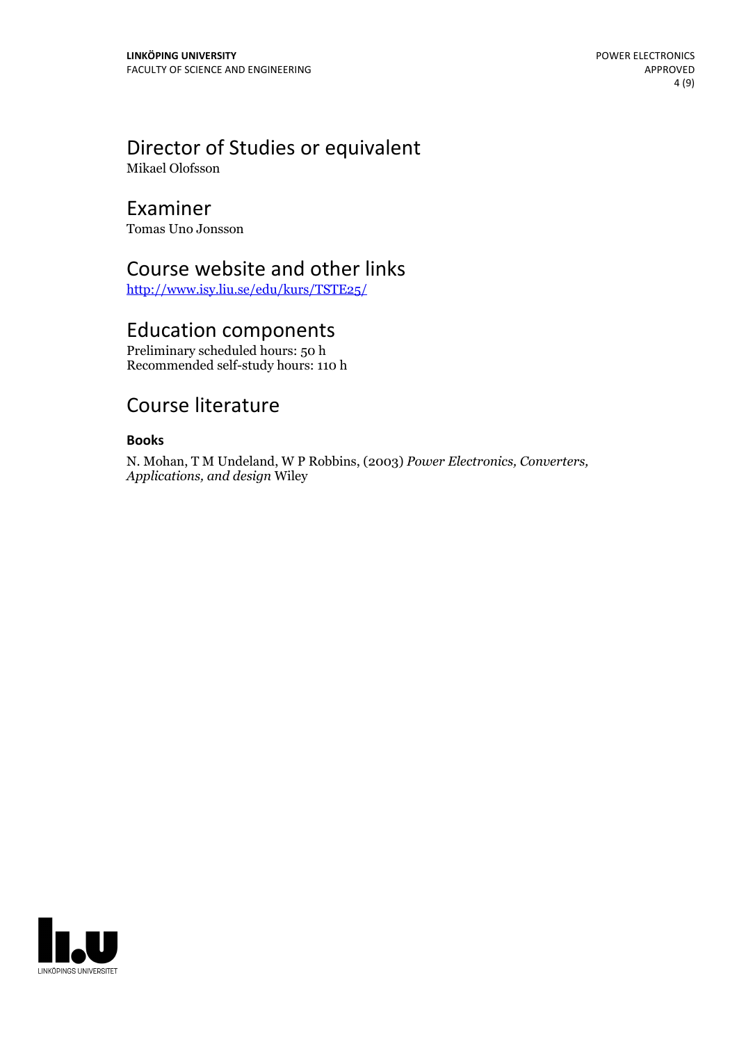## Director of Studies or equivalent

Mikael Olofsson

## Examiner

Tomas Uno Jonsson

## Course website and other links

[http://www.isy.liu.se/edu/kurs/TSTE25/](http://www.isy.liu.se/edu/kurs/TSTE25/)

## Education components

Preliminary scheduled hours: 50 h
Recommended self-study hours: 110 h

## Course literature

### Books

N. Mohan, T M Undeland, W P Robbins, (2003) *Power Electronics, Converters, Applications, and design* Wiley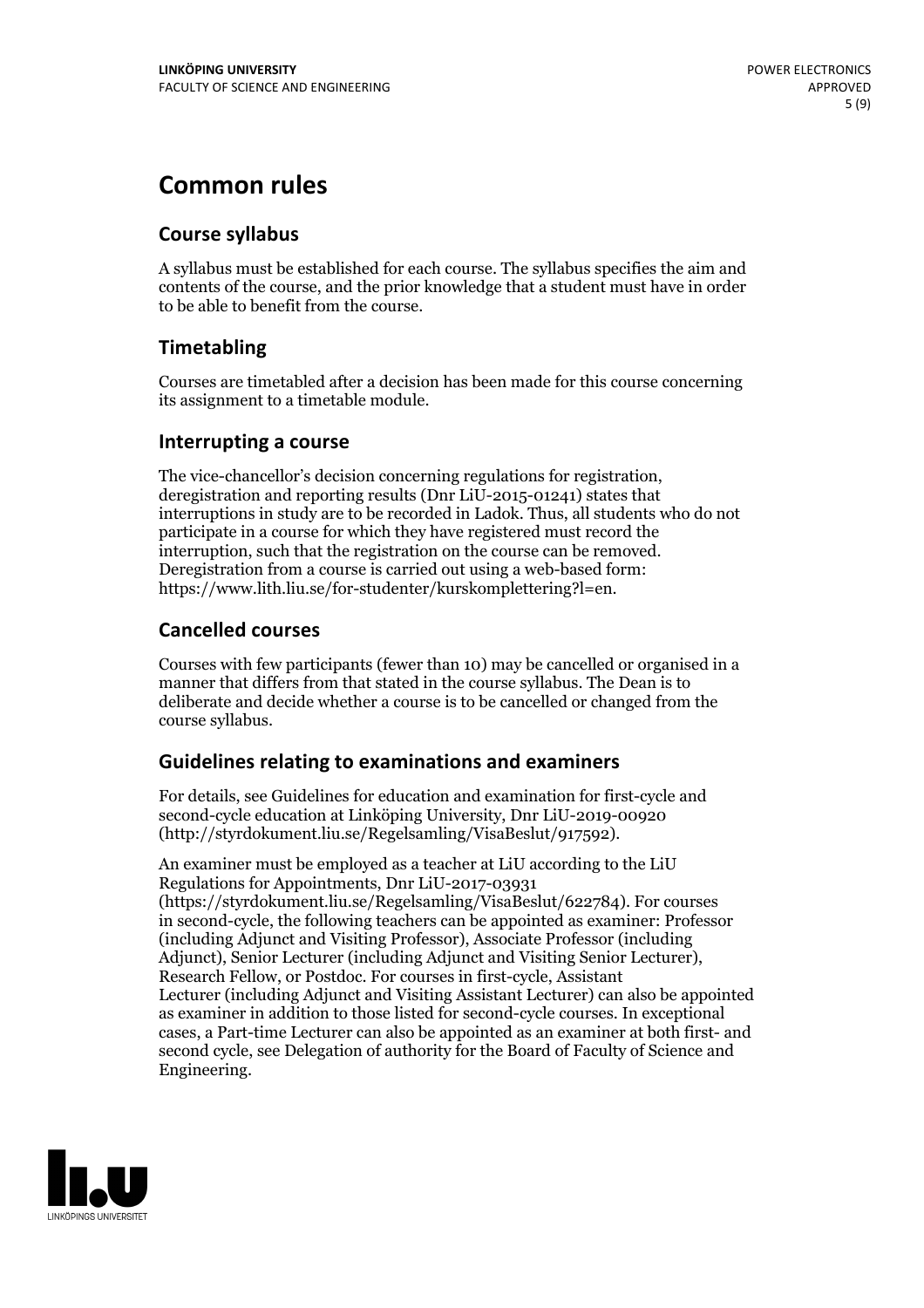# Common rules

## Course syllabus

A syllabus must be established for each course. The syllabus specifies the aim and contents of the course, and the prior knowledge that a student must have in order to be able to benefit from the course.

## Timetabling

Courses are timetabled after a decision has been made for this course concerning its assignment to a timetable module.

## Interrupting a course

The vice-chancellor's decision concerning regulations for registration, deregistration and reporting results (Dnr LiU-2015-01241) states that interruptions in study are to be recorded in Ladok. Thus, all students who do not participate in a course for which they have registered must record the interruption, such that the registration on the course can be removed. Deregistration from a course is carried out using a web-based form: https://www.lith.liu.se/for-studenter/kurskomplettering?l=en.

## Cancelled courses

Courses with few participants (fewer than 10) may be cancelled or organised in a manner that differs from that stated in the course syllabus. The Dean is to deliberate and decide whether a course is to be cancelled or changed from the course syllabus.

## Guidelines relating to examinations and examiners

For details, see Guidelines for education and examination for first-cycle and second-cycle education at Linköping University, Dnr LiU-2019-00920 (http://styrdokument.liu.se/Regelsamling/VisaBeslut/917592).

An examiner must be employed as a teacher at LiU according to the LiU Regulations for Appointments, Dnr LiU-2017-03931 (https://styrdokument.liu.se/Regelsamling/VisaBeslut/622784). For courses in second-cycle, the following teachers can be appointed as examiner: Professor (including Adjunct and Visiting Professor), Associate Professor (including Adjunct), Senior Lecturer (including Adjunct and Visiting Senior Lecturer), Research Fellow, or Postdoc. For courses in first-cycle, Assistant Lecturer (including Adjunct and Visiting Assistant Lecturer) can also be appointed as examiner in addition to those listed for second-cycle courses. In exceptional cases, a Part-time Lecturer can also be appointed as an examiner at both first- and second cycle, see Delegation of authority for the Board of Faculty of Science and Engineering.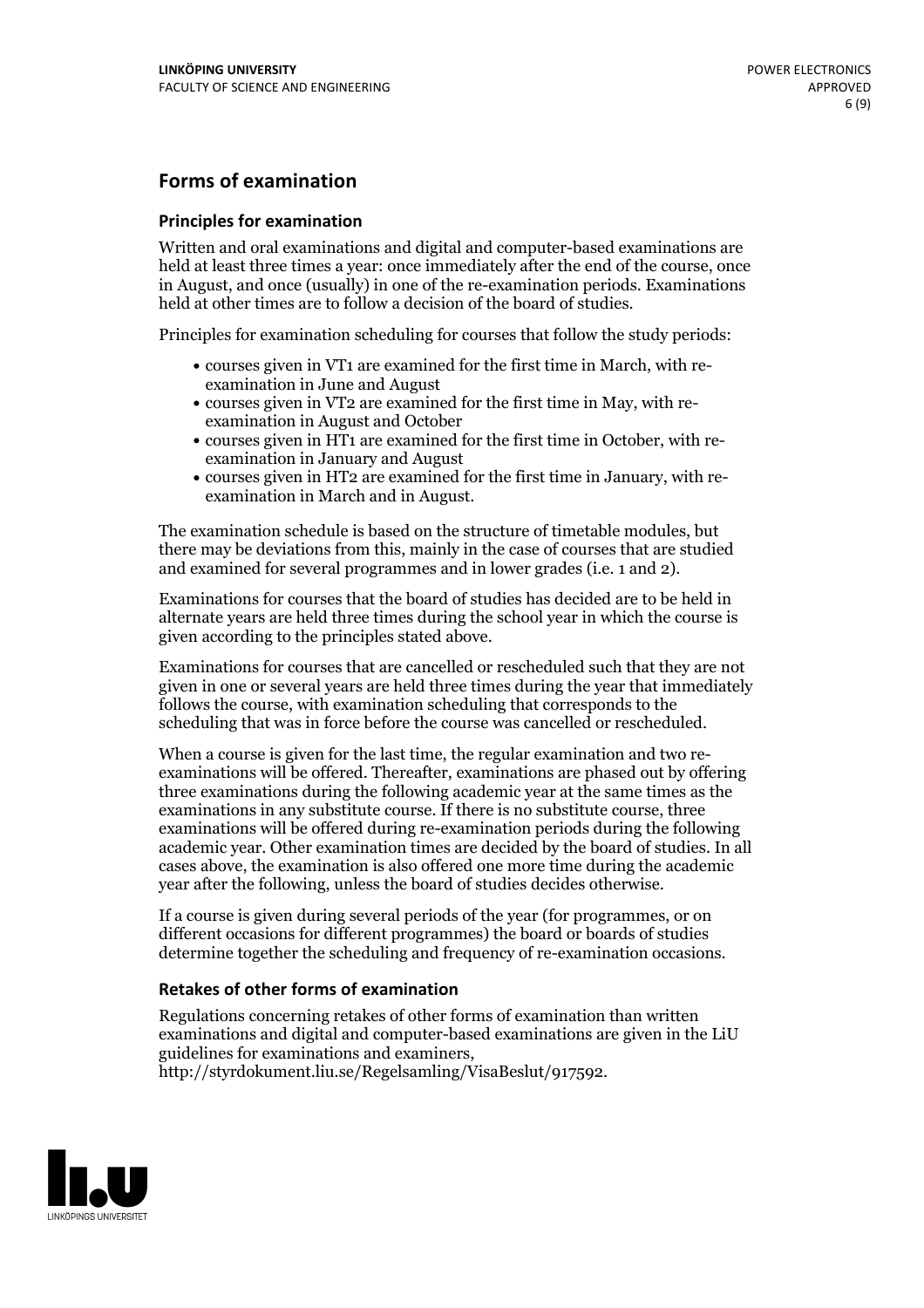## Forms of examination

### Principles for examination

Written and oral examinations and digital and computer-based examinations are held at least three times a year: once immediately after the end of the course, once in August, and once (usually) in one of the re-examination periods. Examinations held at other times are to follow a decision of the board of studies.

Principles for examination scheduling for courses that follow the study periods:

- courses given in VT1 are examined for the first time in March, with re-examination in June and August
- courses given in VT2 are examined for the first time in May, with re-examination in August and October
- courses given in HT1 are examined for the first time in October, with re-examination in January and August
- courses given in HT2 are examined for the first time in January, with re-examination in March and in August.

The examination schedule is based on the structure of timetable modules, but there may be deviations from this, mainly in the case of courses that are studied and examined for several programmes and in lower grades (i.e. 1 and 2).

Examinations for courses that the board of studies has decided are to be held in alternate years are held three times during the school year in which the course is given according to the principles stated above.

Examinations for courses that are cancelled or rescheduled such that they are not given in one or several years are held three times during the year that immediately follows the course, with examination scheduling that corresponds to the scheduling that was in force before the course was cancelled or rescheduled.

When a course is given for the last time, the regular examination and two re-examinations will be offered. Thereafter, examinations are phased out by offering three examinations during the following academic year at the same times as the examinations in any substitute course. If there is no substitute course, three examinations will be offered during re-examination periods during the following academic year. Other examination times are decided by the board of studies. In all cases above, the examination is also offered one more time during the academic year after the following, unless the board of studies decides otherwise.

If a course is given during several periods of the year (for programmes, or on different occasions for different programmes) the board or boards of studies determine together the scheduling and frequency of re-examination occasions.

### Retakes of other forms of examination

Regulations concerning retakes of other forms of examination than written examinations and digital and computer-based examinations are given in the LiU guidelines for examinations and examiners, http://styrdokument.liu.se/Regelsamling/VisaBeslut/917592.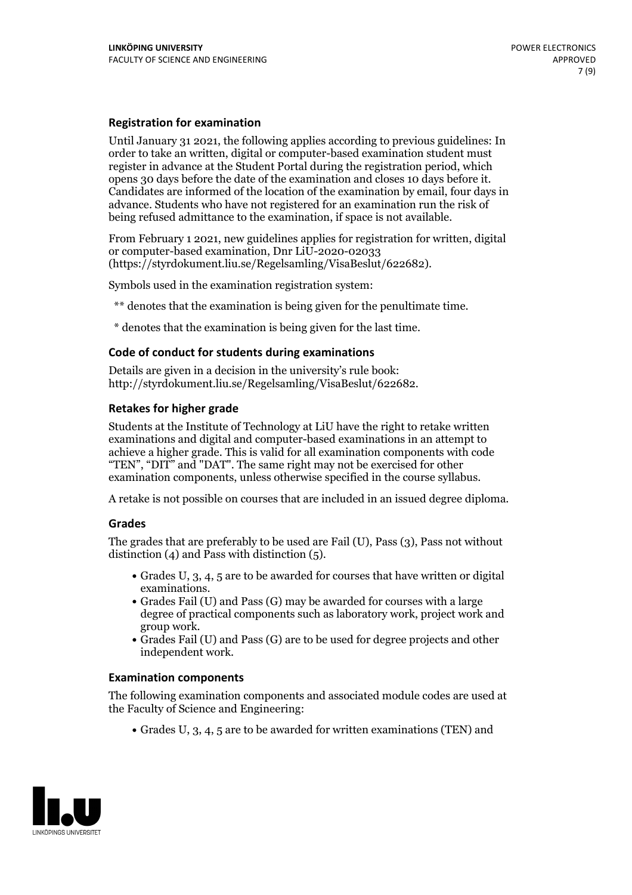### Registration for examination

Until January 31 2021, the following applies according to previous guidelines: In order to take an written, digital or computer-based examination student must register in advance at the Student Portal during the registration period, which opens 30 days before the date of the examination and closes 10 days before it. Candidates are informed of the location of the examination by email, four days in advance. Students who have not registered for an examination run the risk of being refused admittance to the examination, if space is not available.

From February 1 2021, new guidelines applies for registration for written, digital or computer-based examination, Dnr LiU-2020-02033 (https://styrdokument.liu.se/Regelsamling/VisaBeslut/622682).

Symbols used in the examination registration system:

** denotes that the examination is being given for the penultimate time.

* denotes that the examination is being given for the last time.

### Code of conduct for students during examinations

Details are given in a decision in the university's rule book: http://styrdokument.liu.se/Regelsamling/VisaBeslut/622682.

### Retakes for higher grade

Students at the Institute of Technology at LiU have the right to retake written examinations and digital and computer-based examinations in an attempt to achieve a higher grade. This is valid for all examination components with code "TEN", "DIT" and "DAT". The same right may not be exercised for other examination components, unless otherwise specified in the course syllabus.

A retake is not possible on courses that are included in an issued degree diploma.

### Grades

The grades that are preferably to be used are Fail (U), Pass (3), Pass not without distinction (4) and Pass with distinction (5).

- Grades U, 3, 4, 5 are to be awarded for courses that have written or digital examinations.
- Grades Fail (U) and Pass (G) may be awarded for courses with a large degree of practical components such as laboratory work, project work and group work.
- Grades Fail (U) and Pass (G) are to be used for degree projects and other independent work.

### Examination components

The following examination components and associated module codes are used at the Faculty of Science and Engineering:

- Grades U, 3, 4, 5 are to be awarded for written examinations (TEN) and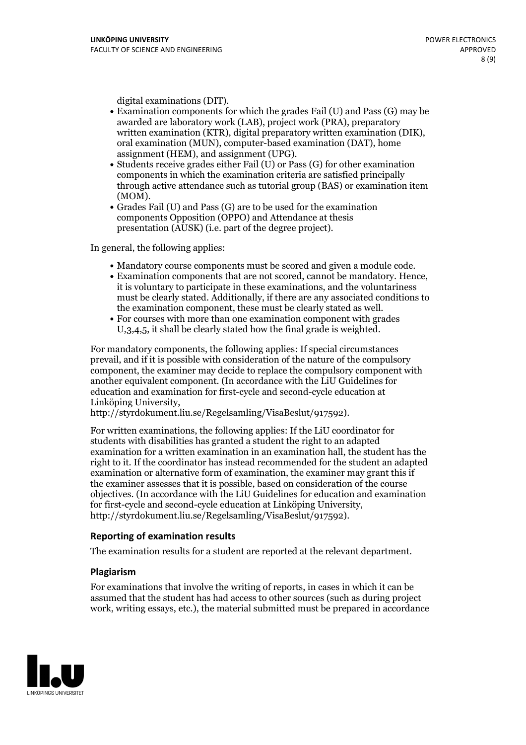digital examinations (DIT).

- Examination components for which the grades Fail (U) and Pass (G) may be awarded are laboratory work (LAB), project work (PRA), preparatory written examination (KTR), digital preparatory written examination (DIK), oral examination (MUN), computer-based examination (DAT), home assignment (HEM), and assignment (UPG).
- Students receive grades either Fail (U) or Pass (G) for other examination components in which the examination criteria are satisfied principally through active attendance such as tutorial group (BAS) or examination item (MOM).
- Grades Fail (U) and Pass (G) are to be used for the examination components Opposition (OPPO) and Attendance at thesis presentation (AUSK) (i.e. part of the degree project).

In general, the following applies:

- Mandatory course components must be scored and given a module code.
- Examination components that are not scored, cannot be mandatory. Hence, it is voluntary to participate in these examinations, and the voluntariness must be clearly stated. Additionally, if there are any associated conditions to the examination component, these must be clearly stated as well.
- For courses with more than one examination component with grades U,3,4,5, it shall be clearly stated how the final grade is weighted.

For mandatory components, the following applies: If special circumstances prevail, and if it is possible with consideration of the nature of the compulsory component, the examiner may decide to replace the compulsory component with another equivalent component. (In accordance with the LiU Guidelines for education and examination for first-cycle and second-cycle education at Linköping University, http://styrdokument.liu.se/Regelsamling/VisaBeslut/917592).

For written examinations, the following applies: If the LiU coordinator for students with disabilities has granted a student the right to an adapted examination for a written examination in an examination hall, the student has the right to it. If the coordinator has instead recommended for the student an adapted examination or alternative form of examination, the examiner may grant this if the examiner assesses that it is possible, based on consideration of the course objectives. (In accordance with the LiU Guidelines for education and examination for first-cycle and second-cycle education at Linköping University, http://styrdokument.liu.se/Regelsamling/VisaBeslut/917592).

### Reporting of examination results

The examination results for a student are reported at the relevant department.

### Plagiarism

For examinations that involve the writing of reports, in cases in which it can be assumed that the student has had access to other sources (such as during project work, writing essays, etc.), the material submitted must be prepared in accordance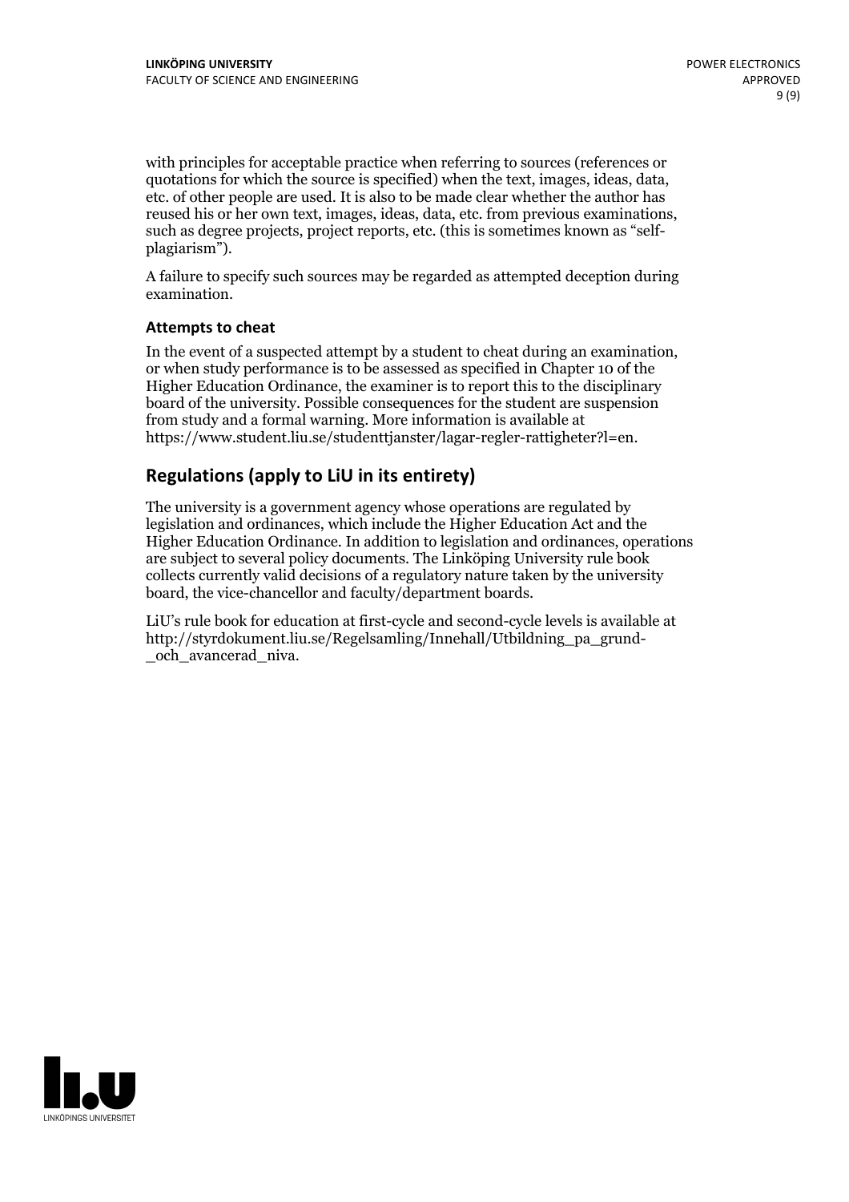with principles for acceptable practice when referring to sources (references or quotations for which the source is specified) when the text, images, ideas, data, etc. of other people are used. It is also to be made clear whether the author has reused his or her own text, images, ideas, data, etc. from previous examinations, such as degree projects, project reports, etc. (this is sometimes known as "self-plagiarism").

A failure to specify such sources may be regarded as attempted deception during examination.

### Attempts to cheat

In the event of a suspected attempt by a student to cheat during an examination, or when study performance is to be assessed as specified in Chapter 10 of the Higher Education Ordinance, the examiner is to report this to the disciplinary board of the university. Possible consequences for the student are suspension from study and a formal warning. More information is available at https://www.student.liu.se/studenttjanster/lagar-regler-rattigheter?l=en.

## Regulations (apply to LiU in its entirety)

The university is a government agency whose operations are regulated by legislation and ordinances, which include the Higher Education Act and the Higher Education Ordinance. In addition to legislation and ordinances, operations are subject to several policy documents. The Linköping University rule book collects currently valid decisions of a regulatory nature taken by the university board, the vice-chancellor and faculty/department boards.

LiU's rule book for education at first-cycle and second-cycle levels is available at http://styrdokument.liu.se/Regelsamling/Innehall/Utbildning_pa_grund-_och_avancerad_niva.